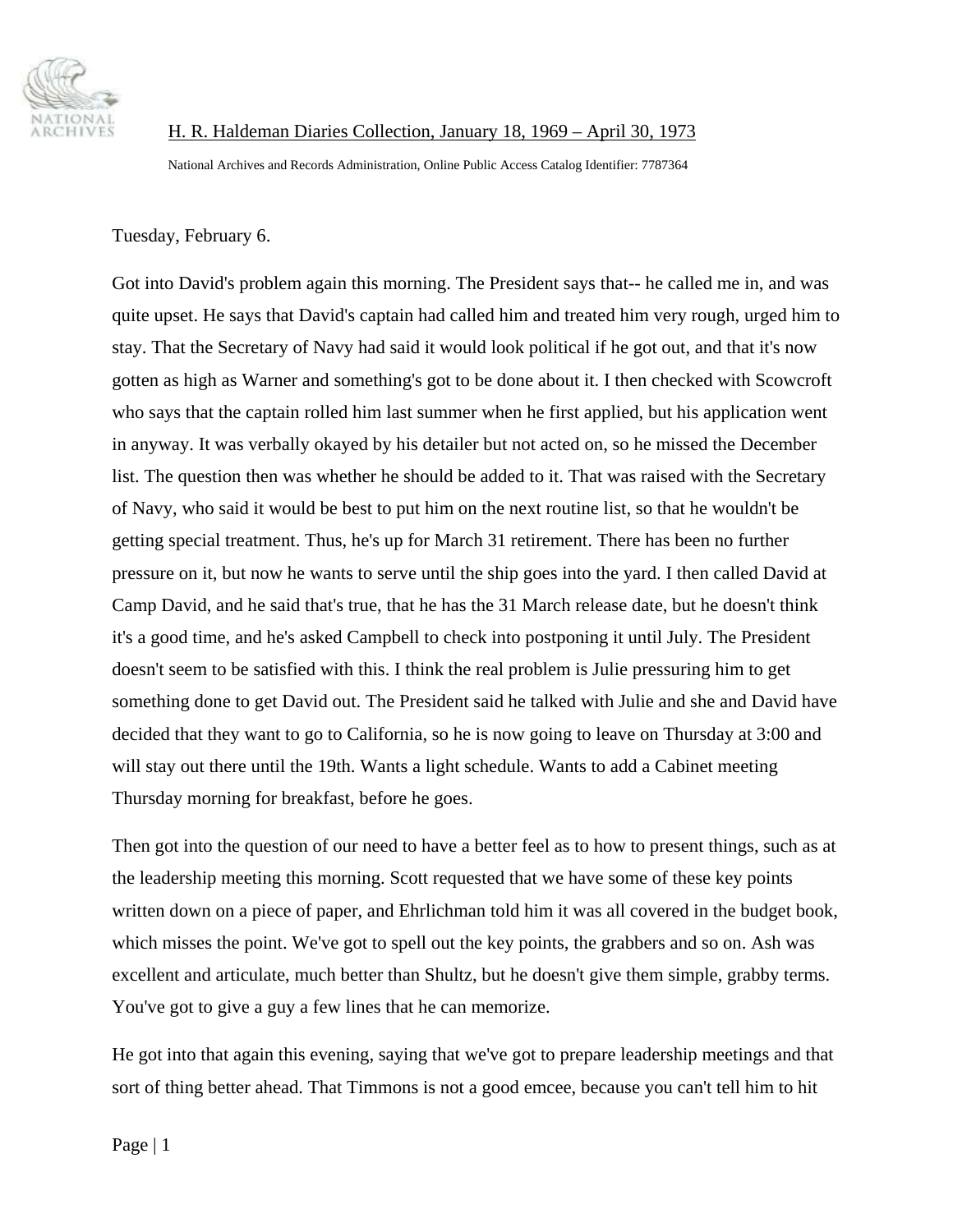H. R. Haldeman Diaries Collection, January 18, 1969 – April 30, 1973

National Archives and Records Administration, Online Public Access Catalog Identifier: 7787364

Tuesday, February 6.

Got into David's problem again this morning. The President says that-- he called me in, and was quite upset. He says that David's captain had called him and treated him very rough, urged him to stay. That the Secretary of Navy had said it would look political if he got out, and that it's now gotten as high as Warner and something's got to be done about it. I then checked with Scowcroft who says that the captain rolled him last summer when he first applied, but his application went in anyway. It was verbally okayed by his detailer but not acted on, so he missed the December list. The question then was whether he should be added to it. That was raised with the Secretary of Navy, who said it would be best to put him on the next routine list, so that he wouldn't be getting special treatment. Thus, he's up for March 31 retirement. There has been no further pressure on it, but now he wants to serve until the ship goes into the yard. I then called David at Camp David, and he said that's true, that he has the 31 March release date, but he doesn't think it's a good time, and he's asked Campbell to check into postponing it until July. The President doesn't seem to be satisfied with this. I think the real problem is Julie pressuring him to get something done to get David out. The President said he talked with Julie and she and David have decided that they want to go to California, so he is now going to leave on Thursday at 3:00 and will stay out there until the 19th. Wants a light schedule. Wants to add a Cabinet meeting Thursday morning for breakfast, before he goes.

Then got into the question of our need to have a better feel as to how to present things, such as at the leadership meeting this morning. Scott requested that we have some of these key points written down on a piece of paper, and Ehrlichman told him it was all covered in the budget book, which misses the point. We've got to spell out the key points, the grabbers and so on. Ash was excellent and articulate, much better than Shultz, but he doesn't give them simple, grabby terms. You've got to give a guy a few lines that he can memorize.

He got into that again this evening, saying that we've got to prepare leadership meetings and that sort of thing better ahead. That Timmons is not a good emcee, because you can't tell him to hit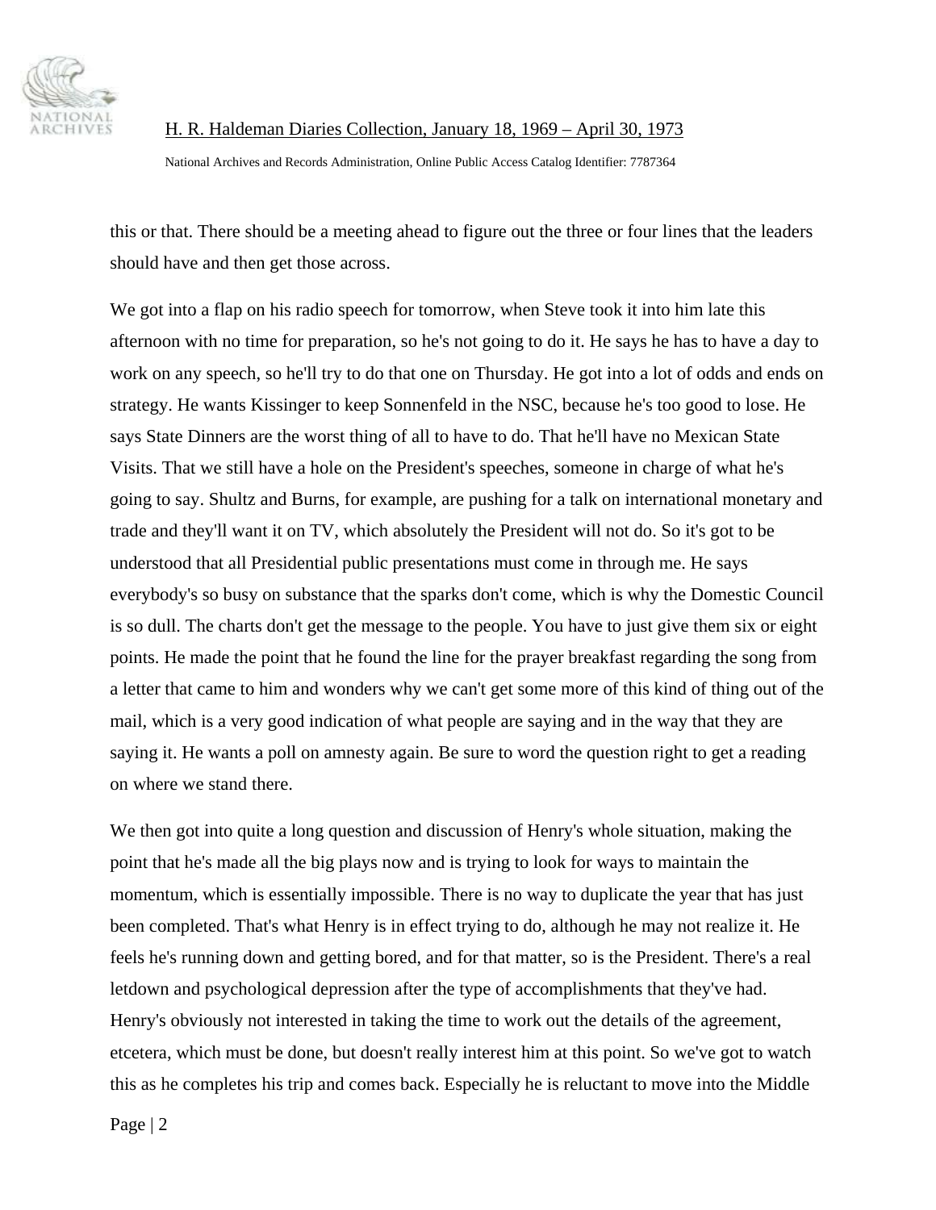this or that. There should be a meeting ahead to figure out the three or four lines that the leaders should have and then get those across.

We got into a flap on his radio speech for tomorrow, when Steve took it into him late this afternoon with no time for preparation, so he's not going to do it. He says he has to have a day to work on any speech, so he'll try to do that one on Thursday. He got into a lot of odds and ends on strategy. He wants Kissinger to keep Sonnenfeld in the NSC, because he's too good to lose. He says State Dinners are the worst thing of all to have to do. That he'll have no Mexican State Visits. That we still have a hole on the President's speeches, someone in charge of what he's going to say. Shultz and Burns, for example, are pushing for a talk on international monetary and trade and they'll want it on TV, which absolutely the President will not do. So it's got to be understood that all Presidential public presentations must come in through me. He says everybody's so busy on substance that the sparks don't come, which is why the Domestic Council is so dull. The charts don't get the message to the people. You have to just give them six or eight points. He made the point that he found the line for the prayer breakfast regarding the song from a letter that came to him and wonders why we can't get some more of this kind of thing out of the mail, which is a very good indication of what people are saying and in the way that they are saying it. He wants a poll on amnesty again. Be sure to word the question right to get a reading on where we stand there.

We then got into quite a long question and discussion of Henry's whole situation, making the point that he's made all the big plays now and is trying to look for ways to maintain the momentum, which is essentially impossible. There is no way to duplicate the year that has just been completed. That's what Henry is in effect trying to do, although he may not realize it. He feels he's running down and getting bored, and for that matter, so is the President. There's a real letdown and psychological depression after the type of accomplishments that they've had. Henry's obviously not interested in taking the time to work out the details of the agreement, etcetera, which must be done, but doesn't really interest him at this point. So we've got to watch this as he completes his trip and comes back. Especially he is reluctant to move into the Middle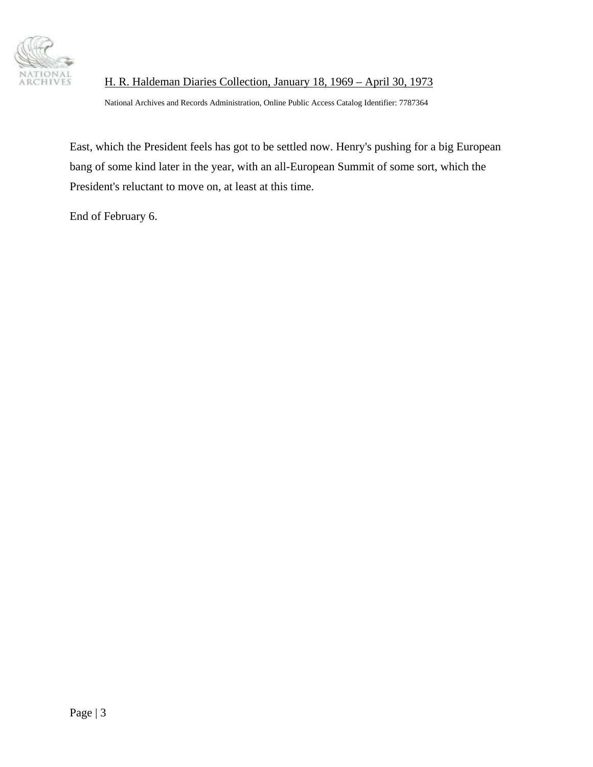East, which the President feels has got to be settled now. Henry's pushing for a big European bang of some kind later in the year, with an all-European Summit of some sort, which the President's reluctant to move on, at least at this time.

End of February 6.